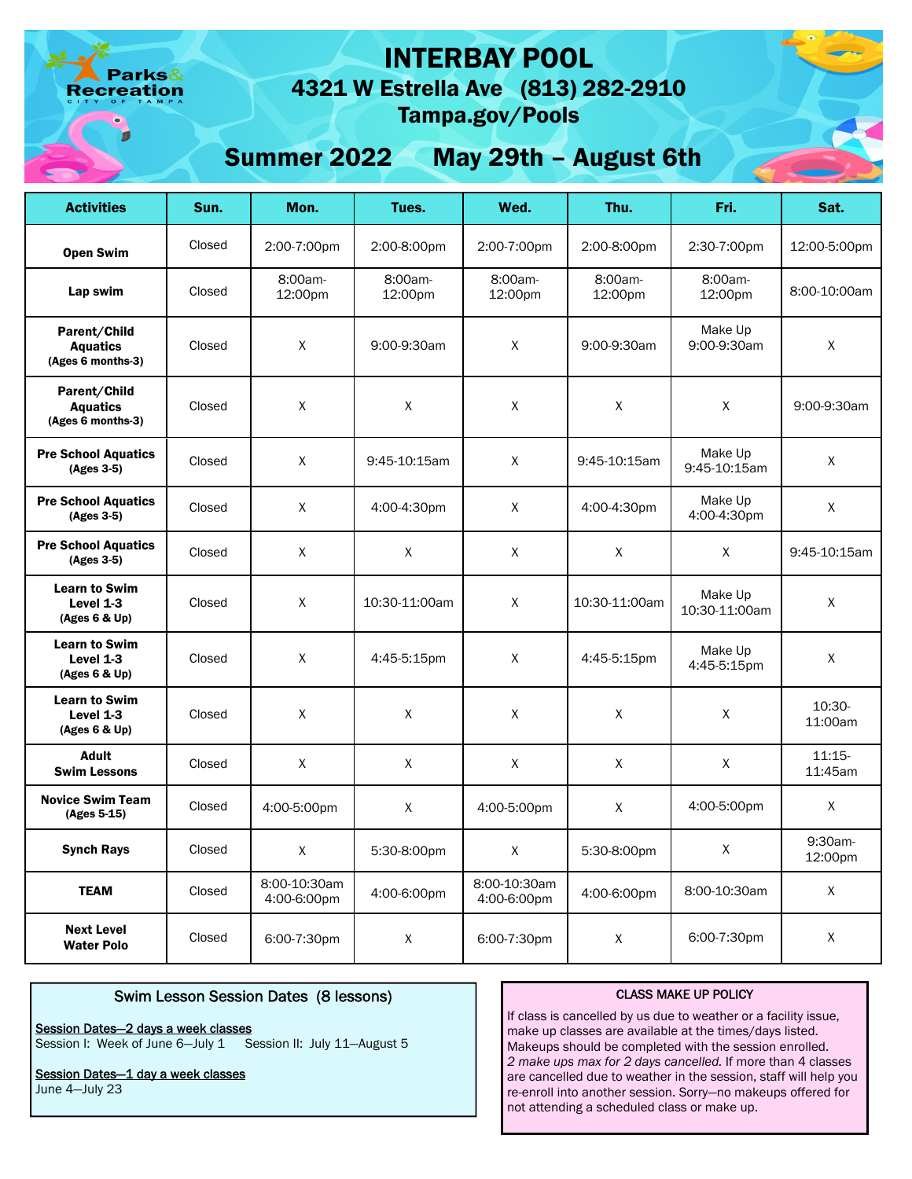Parks & Recreation
CITY OF TAMPA

# INTERBAY POOL

## 4321 W Estrella Ave (813) 282-2910

## Tampa.gov/Pools

## Summer 2022 May 29th – August 6th

| Activities | Sun. | Mon. | Tues. | Wed. | Thu. | Fri. | Sat. |
|---|---|---|---|---|---|---|---|
| **Open Swim** | Closed | 2:00-7:00pm | 2:00-8:00pm | 2:00-7:00pm | 2:00-8:00pm | 2:30-7:00pm | 12:00-5:00pm |
| **Lap swim** | Closed | 8:00am-12:00pm | 8:00am-12:00pm | 8:00am-12:00pm | 8:00am-12:00pm | 8:00am-12:00pm | 8:00-10:00am |
| **Parent/Child Aquatics (Ages 6 months-3)** | Closed | X | 9:00-9:30am | X | 9:00-9:30am | Make Up 9:00-9:30am | X |
| **Parent/Child Aquatics (Ages 6 months-3)** | Closed | X | X | X | X | X | 9:00-9:30am |
| **Pre School Aquatics (Ages 3-5)** | Closed | X | 9:45-10:15am | X | 9:45-10:15am | Make Up 9:45-10:15am | X |
| **Pre School Aquatics (Ages 3-5)** | Closed | X | 4:00-4:30pm | X | 4:00-4:30pm | Make Up 4:00-4:30pm | X |
| **Pre School Aquatics (Ages 3-5)** | Closed | X | X | X | X | X | 9:45-10:15am |
| **Learn to Swim Level 1-3 (Ages 6 & Up)** | Closed | X | 10:30-11:00am | X | 10:30-11:00am | Make Up 10:30-11:00am | X |
| **Learn to Swim Level 1-3 (Ages 6 & Up)** | Closed | X | 4:45-5:15pm | X | 4:45-5:15pm | Make Up 4:45-5:15pm | X |
| **Learn to Swim Level 1-3 (Ages 6 & Up)** | Closed | X | X | X | X | X | 10:30-11:00am |
| **Adult Swim Lessons** | Closed | X | X | X | X | X | 11:15-11:45am |
| **Novice Swim Team (Ages 5-15)** | Closed | 4:00-5:00pm | X | 4:00-5:00pm | X | 4:00-5:00pm | X |
| **Synch Rays** | Closed | X | 5:30-8:00pm | X | 5:30-8:00pm | X | 9:30am-12:00pm |
| **TEAM** | Closed | 8:00-10:30am 4:00-6:00pm | 4:00-6:00pm | 8:00-10:30am 4:00-6:00pm | 4:00-6:00pm | 8:00-10:30am | X |
| **Next Level Water Polo** | Closed | 6:00-7:30pm | X | 6:00-7:30pm | X | 6:00-7:30pm | X |

### Swim Lesson Session Dates (8 lessons)

**Session Dates—2 days a week classes**
Session I: Week of June 6—July 1 Session II: July 11—August 5

**Session Dates—1 day a week classes**
June 4—July 23

### CLASS MAKE UP POLICY

If class is cancelled by us due to weather or a facility issue, make up classes are available at the times/days listed. Makeups should be completed with the session enrolled. *2 make ups max for 2 days cancelled.* If more than 4 classes are cancelled due to weather in the session, staff will help you re-enroll into another session. Sorry—no makeups offered for not attending a scheduled class or make up.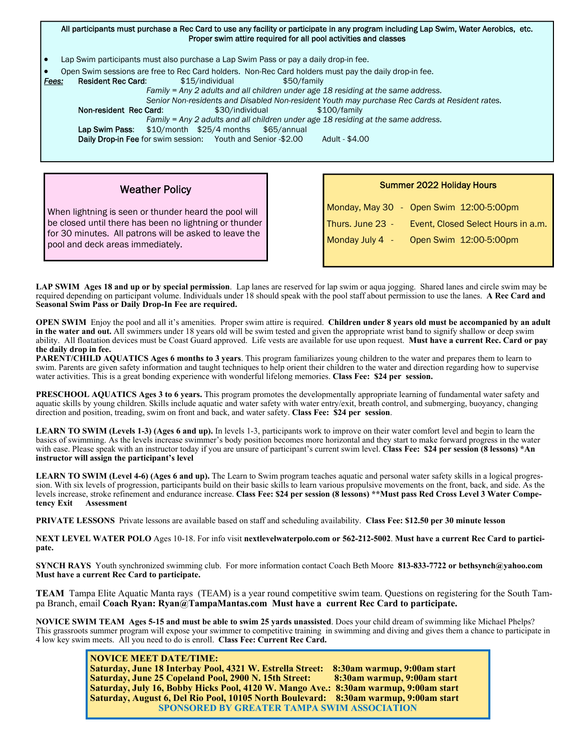**All participants must purchase a Rec Card to use any facility or participate in any program including Lap Swim, Water Aerobics, etc.**
**Proper swim attire required for all pool activities and classes**

- Lap Swim participants must also purchase a Lap Swim Pass or pay a daily drop-in fee.
- Open Swim sessions are free to Rec Card holders. Non-Rec Card holders must pay the daily drop-in fee.

***Fees:*** **Resident Rec Card:** $15/individual $50/family

*Family = Any 2 adults and all children under age 18 residing at the same address.*
*Senior Non-residents and Disabled Non-resident Youth may purchase Rec Cards at Resident rates.*

**Non-resident Rec Card:** $30/individual $100/family

*Family = Any 2 adults and all children under age 18 residing at the same address.*

**Lap Swim Pass:** $10/month $25/4 months $65/annual

**Daily Drop-in Fee** for swim session: Youth and Senior -$2.00 Adult - $4.00

## Weather Policy

When lightning is seen or thunder heard the pool will be closed until there has been no lightning or thunder for 30 minutes. All patrons will be asked to leave the pool and deck areas immediately.

## Summer 2022 Holiday Hours

| | |
|---|---|
| Monday, May 30 - | Open Swim 12:00-5:00pm |
| Thurs. June 23 - | Event, Closed Select Hours in a.m. |
| Monday July 4 - | Open Swim 12:00-5:00pm |

**LAP SWIM Ages 18 and up or by special permission**. Lap lanes are reserved for lap swim or aqua jogging. Shared lanes and circle swim may be required depending on participant volume. Individuals under 18 should speak with the pool staff about permission to use the lanes. **A Rec Card and Seasonal Swim Pass or Daily Drop-In Fee are required.**

**OPEN SWIM** Enjoy the pool and all it's amenities. Proper swim attire is required. **Children under 8 years old must be accompanied by an adult in the water and out.** All swimmers under 18 years old will be swim tested and given the appropriate wrist band to signify shallow or deep swim ability. All floatation devices must be Coast Guard approved. Life vests are available for use upon request. **Must have a current Rec. Card or pay the daily drop in fee.**

**PARENT/CHILD AQUATICS Ages 6 months to 3 years**. This program familiarizes young children to the water and prepares them to learn to swim. Parents are given safety information and taught techniques to help orient their children to the water and direction regarding how to supervise water activities. This is a great bonding experience with wonderful lifelong memories. **Class Fee: $24 per session.**

**PRESCHOOL AQUATICS Ages 3 to 6 years.** This program promotes the developmentally appropriate learning of fundamental water safety and aquatic skills by young children. Skills include aquatic and water safety with water entry/exit, breath control, and submerging, buoyancy, changing direction and position, treading, swim on front and back, and water safety. **Class Fee: $24 per session**.

**LEARN TO SWIM (Levels 1-3) (Ages 6 and up).** In levels 1-3, participants work to improve on their water comfort level and begin to learn the basics of swimming. As the levels increase swimmer's body position becomes more horizontal and they start to make forward progress in the water with ease. Please speak with an instructor today if you are unsure of participant's current swim level. **Class Fee: $24 per session (8 lessons) *An instructor will assign the participant's level**

**LEARN TO SWIM (Level 4-6) (Ages 6 and up).** The Learn to Swim program teaches aquatic and personal water safety skills in a logical progression. With six levels of progression, participants build on their basic skills to learn various propulsive movements on the front, back, and side. As the levels increase, stroke refinement and endurance increase. **Class Fee: $24 per session (8 lessons) **Must pass Red Cross Level 3 Water Competency Exit Assessment**

**PRIVATE LESSONS** Private lessons are available based on staff and scheduling availability. **Class Fee: $12.50 per 30 minute lesson**

**NEXT LEVEL WATER POLO** Ages 10-18. For info visit **nextlevelwaterpolo.com or 562-212-5002**. **Must have a current Rec Card to participate.**

**SYNCH RAYS** Youth synchronized swimming club. For more information contact Coach Beth Moore **813-833-7722 or bethsynch@yahoo.com Must have a current Rec Card to participate.**

**TEAM** Tampa Elite Aquatic Manta rays (TEAM) is a year round competitive swim team. Questions on registering for the South Tampa Branch, email **Coach Ryan: Ryan@TampaMantas.com Must have a current Rec Card to participate.**

**NOVICE SWIM TEAM Ages 5-15 and must be able to swim 25 yards unassisted**. Does your child dream of swimming like Michael Phelps? This grassroots summer program will expose your swimmer to competitive training in swimming and diving and gives them a chance to participate in 4 low key swim meets. All you need to do is enroll. **Class Fee: Current Rec Card.**

**NOVICE MEET DATE/TIME:**
**Saturday, June 18 Interbay Pool, 4321 W. Estrella Street: 8:30am warmup, 9:00am start**
**Saturday, June 25 Copeland Pool, 2900 N. 15th Street: 8:30am warmup, 9:00am start**
**Saturday, July 16, Bobby Hicks Pool, 4120 W. Mango Ave.: 8:30am warmup, 9:00am start**
**Saturday, August 6, Del Rio Pool, 10105 North Boulevard: 8:30am warmup, 9:00am start**
**SPONSORED BY GREATER TAMPA SWIM ASSOCIATION**